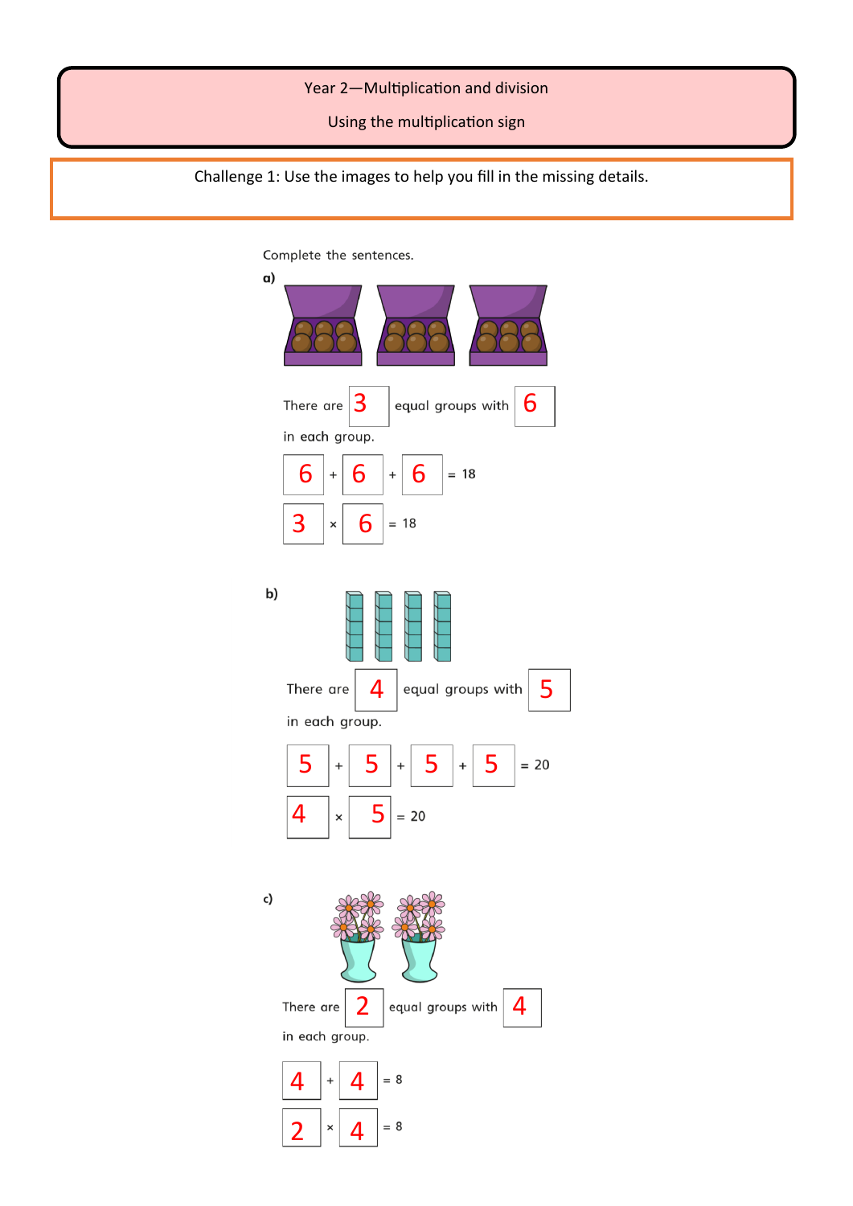# Year 2—Multiplication and division

## Using the multiplication sign

**Challenge 1: Use the images to help you fill in the missing details.**

Complete the sentences.

**a)**

There are 3 equal groups with 6 in each group.

6 + 6 + 6 = 18

3 × 6 = 18

**b)**

There are 4 equal groups with 5 in each group.

5 + 5 + 5 + 5 = 20

4 × 5 = 20

**c)**

There are 2 equal groups with 4 in each group.

4 + 4 = 8

2 × 4 = 8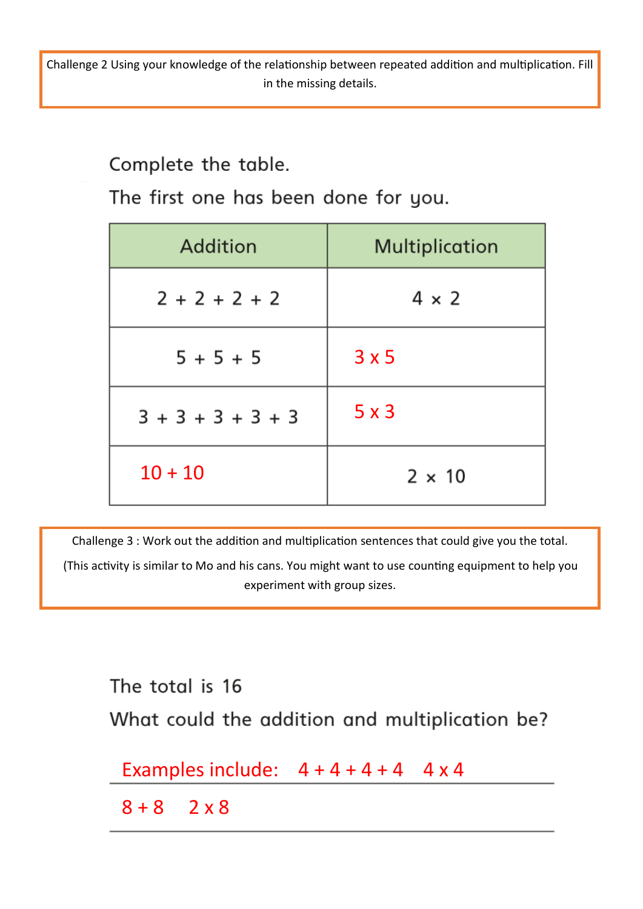Challenge 2 Using your knowledge of the relationship between repeated addition and multiplication. Fill in the missing details.

Complete the table.

The first one has been done for you.

| Addition | Multiplication |
|---|---|
| 2 + 2 + 2 + 2 | 4 × 2 |
| 5 + 5 + 5 | 3 x 5 |
| 3 + 3 + 3 + 3 + 3 | 5 x 3 |
| 10 + 10 | 2 × 10 |

Challenge 3 : Work out the addition and multiplication sentences that could give you the total.

(This activity is similar to Mo and his cans. You might want to use counting equipment to help you experiment with group sizes.

The total is 16

What could the addition and multiplication be?

Examples include: 4 + 4 + 4 + 4  4 x 4

8 + 8  2 x 8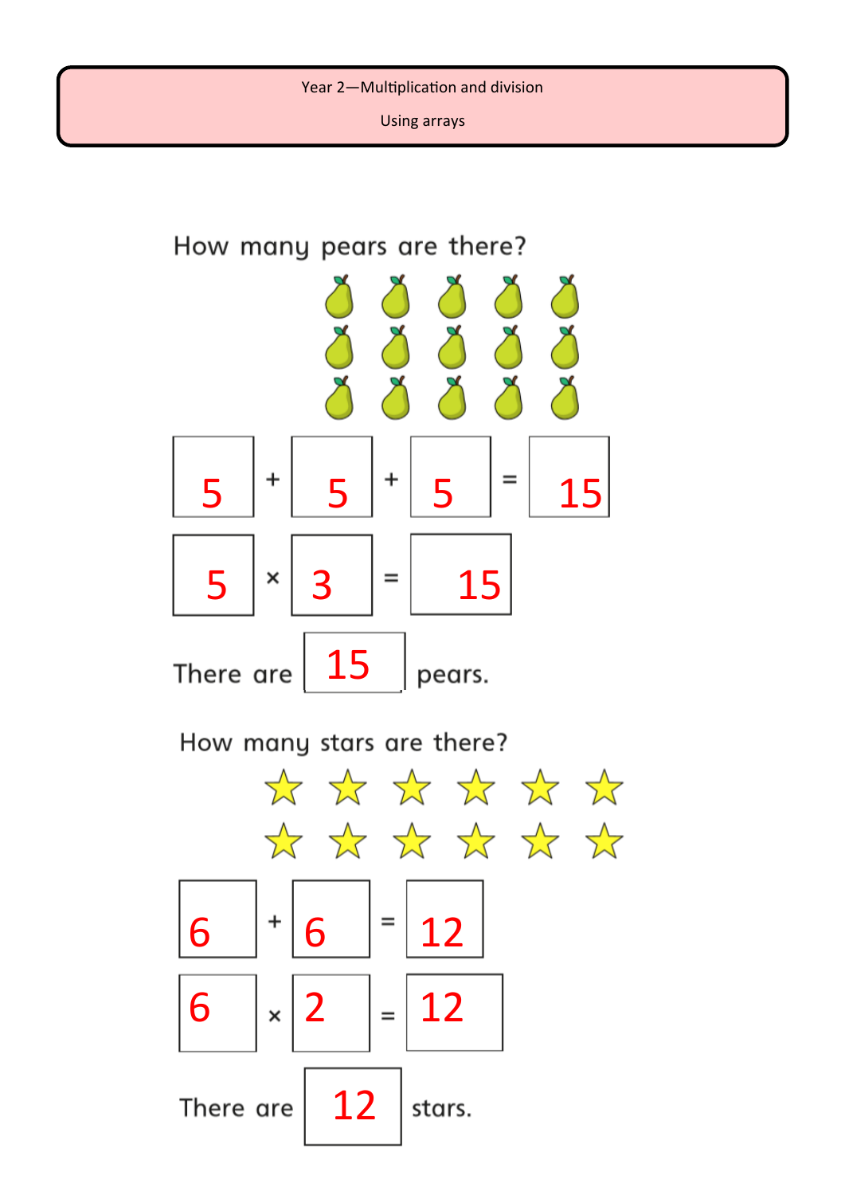Year 2—Multiplication and division

Using arrays

How many pears are there?

$5 + 5 + 5 = 15$

$5 \times 3 = 15$

There are 15 pears.

How many stars are there?

$6 + 6 = 12$

$6 \times 2 = 12$

There are 12 stars.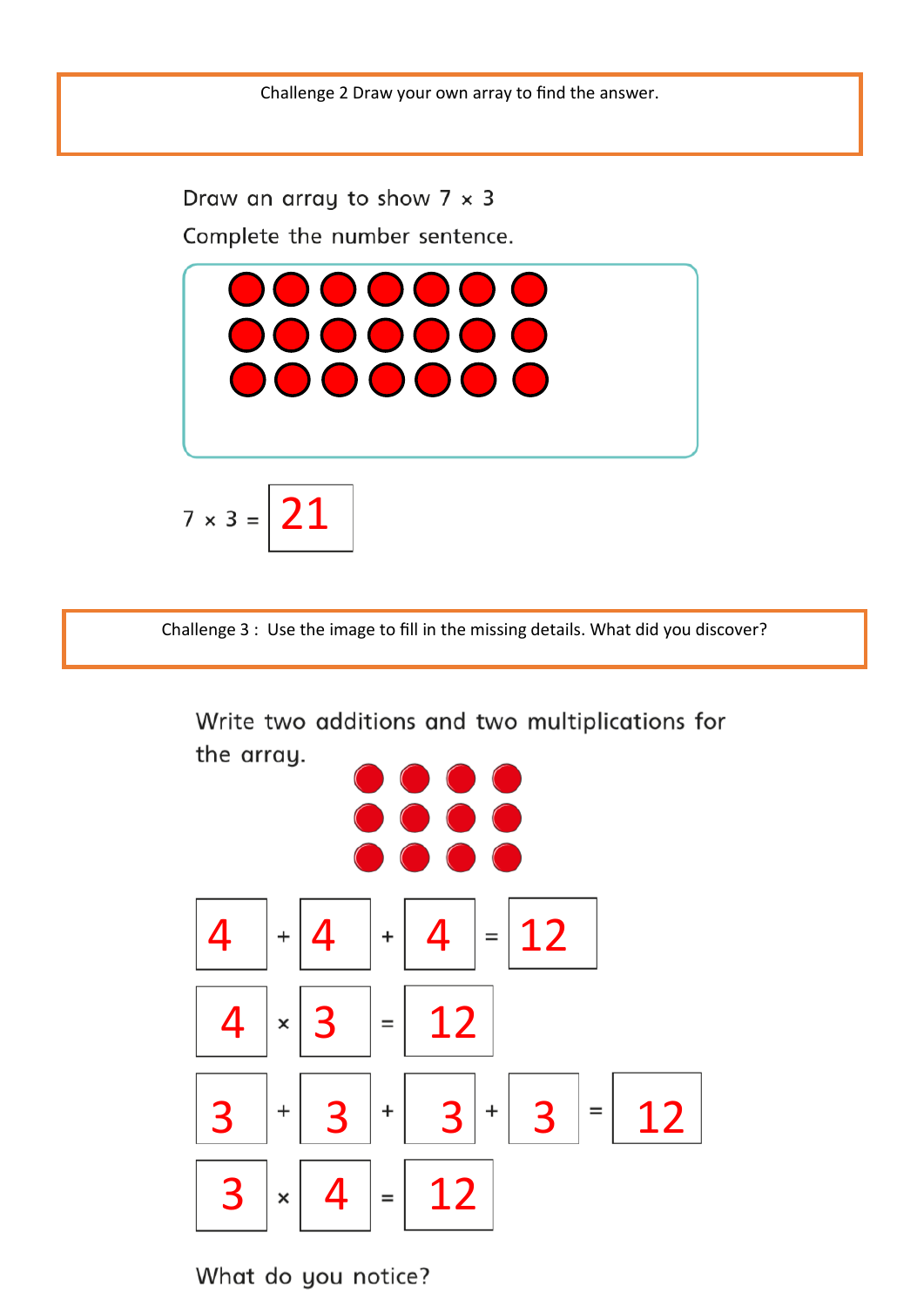Challenge 2 Draw your own array to find the answer.

Draw an array to show 7 × 3

Complete the number sentence.

$7 \times 3 = 21$

Challenge 3 : Use the image to fill in the missing details. What did you discover?

Write two additions and two multiplications for the array.

$4 + 4 + 4 = 12$

$4 \times 3 = 12$

$3 + 3 + 3 + 3 = 12$

$3 \times 4 = 12$

What do you notice?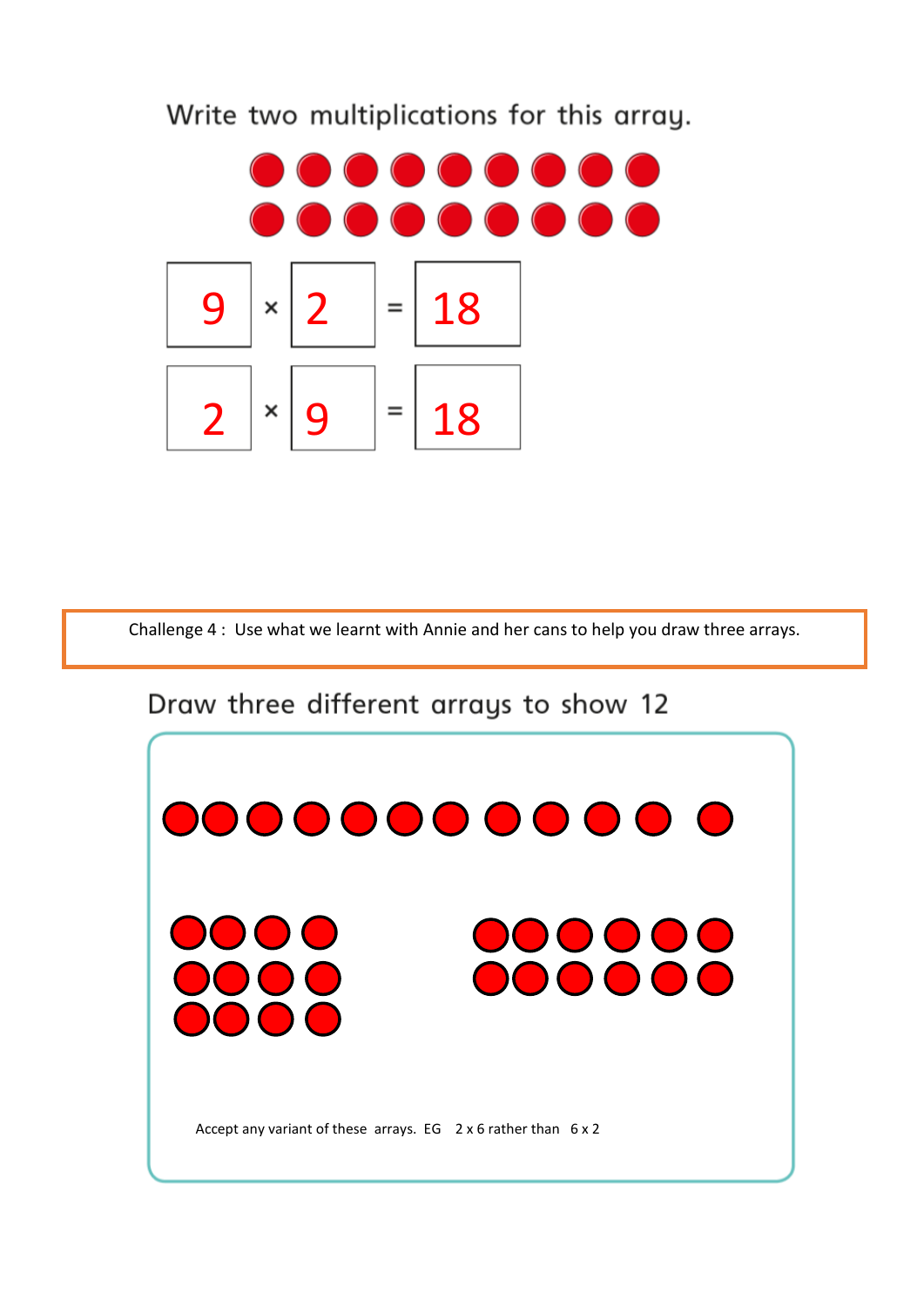Write two multiplications for this array.

$9 \times 2 = 18$

$2 \times 9 = 18$

Challenge 4 : Use what we learnt with Annie and her cans to help you draw three arrays.

Draw three different arrays to show 12

Accept any variant of these arrays. EG 2 x 6 rather than 6 x 2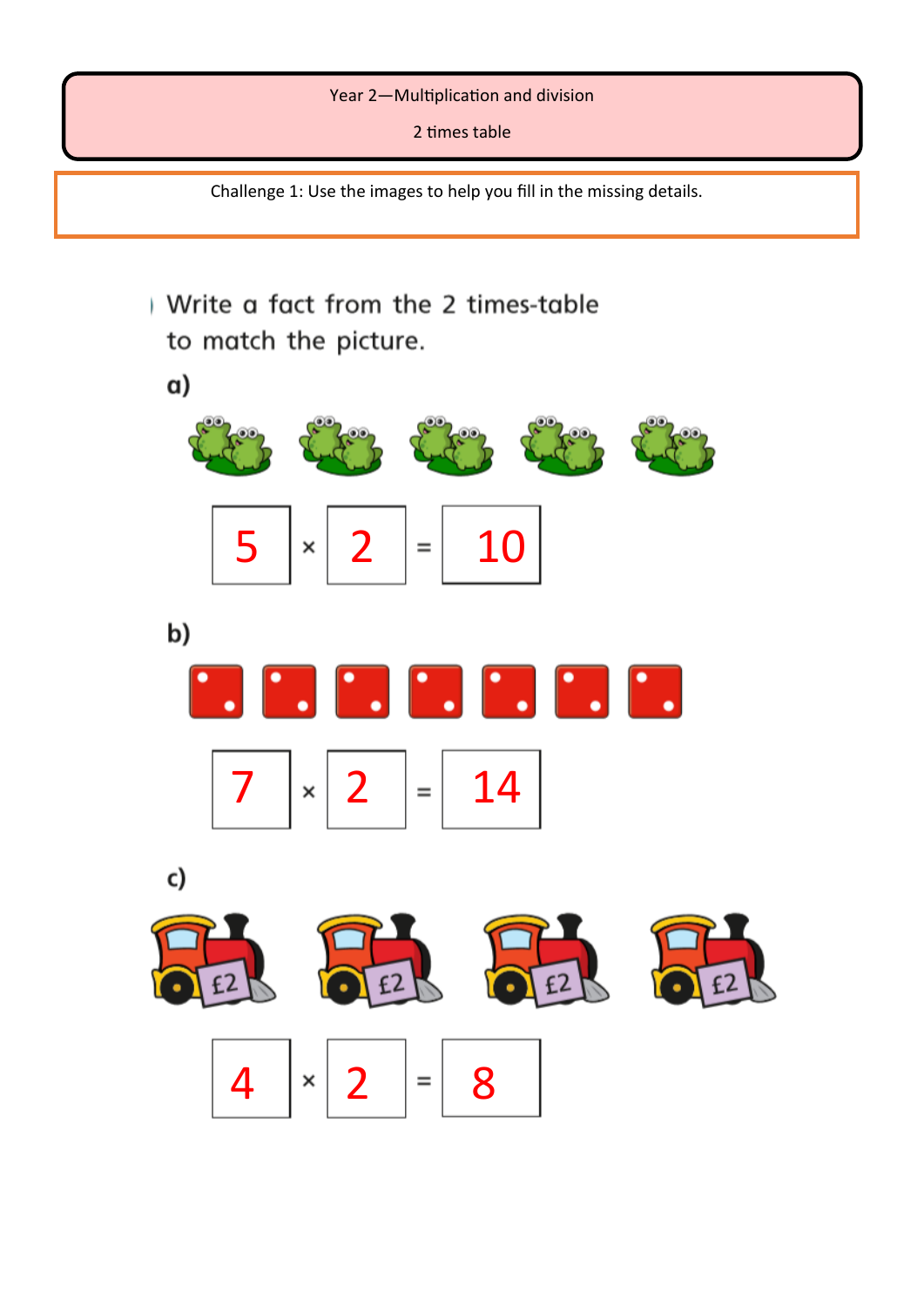Year 2—Multiplication and division

2 times table

Challenge 1: Use the images to help you fill in the missing details.

Write a fact from the 2 times-table to match the picture.

**a)**

$5 \times 2 = 10$

**b)**

$7 \times 2 = 14$

**c)**

£2 £2 £2 £2

$4 \times 2 = 8$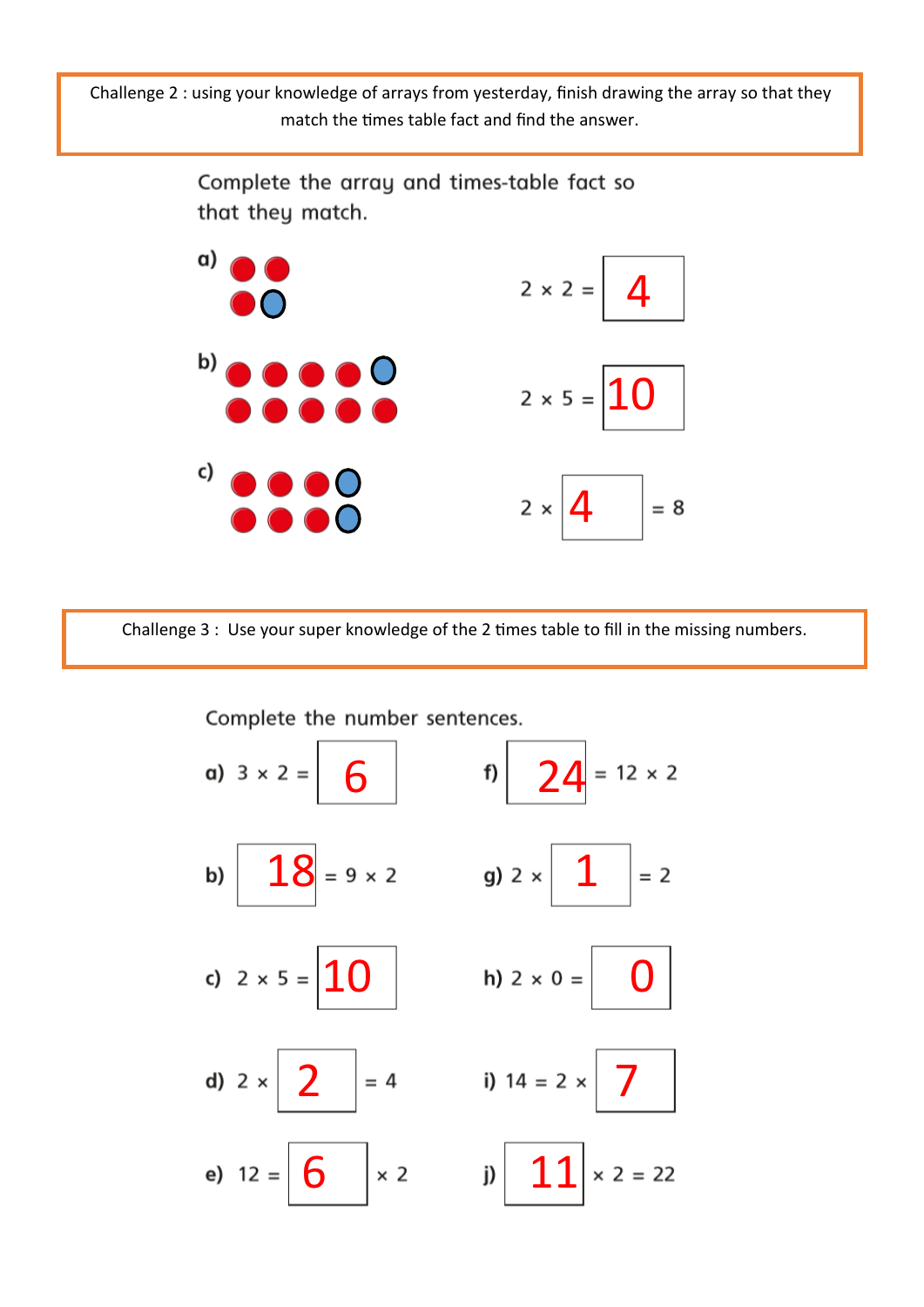Challenge 2 : using your knowledge of arrays from yesterday, finish drawing the array so that they match the times table fact and find the answer.

Complete the array and times-table fact so that they match.

a) $2 \times 2 =$ 4

b) $2 \times 5 =$ 10

c) $2 \times$ 4 $= 8$

Challenge 3 : Use your super knowledge of the 2 times table to fill in the missing numbers.

Complete the number sentences.

a) $3 \times 2 =$ 6

b) 18 $= 9 \times 2$

c) $2 \times 5 =$ 10

d) $2 \times$ 2 $= 4$

e) $12 =$ 6 $\times 2$

f) 24 $= 12 \times 2$

g) $2 \times$ 1 $= 2$

h) $2 \times 0 =$ 0

i) $14 = 2 \times$ 7

j) 11 $\times 2 = 22$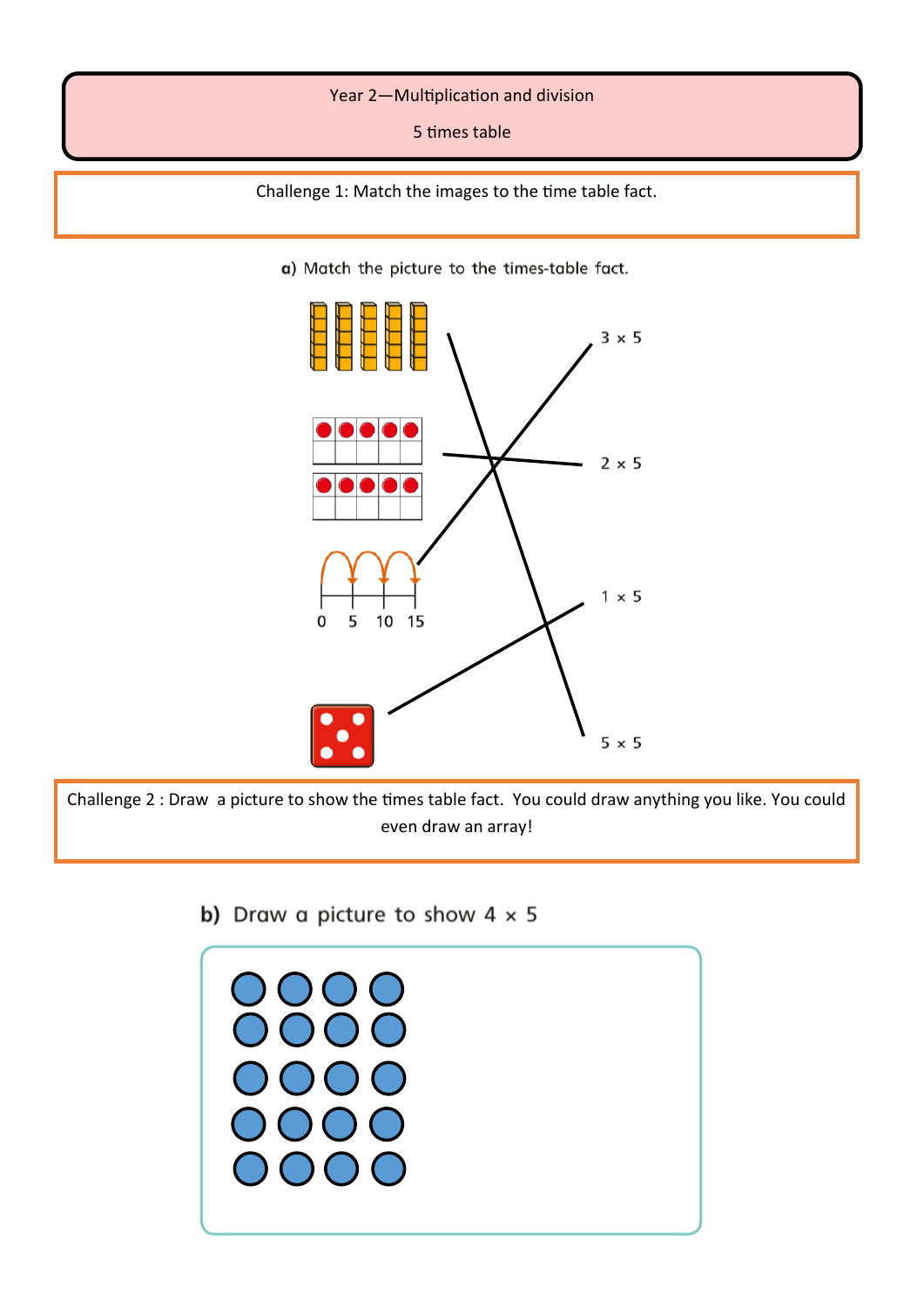Year 2—Multiplication and division

5 times table

Challenge 1: Match the images to the time table fact.

**a)** Match the picture to the times-table fact.

0 5 10 15

$3 \times 5$

$2 \times 5$

$1 \times 5$

$5 \times 5$

Challenge 2 : Draw a picture to show the times table fact. You could draw anything you like. You could even draw an array!

**b)** Draw a picture to show $4 \times 5$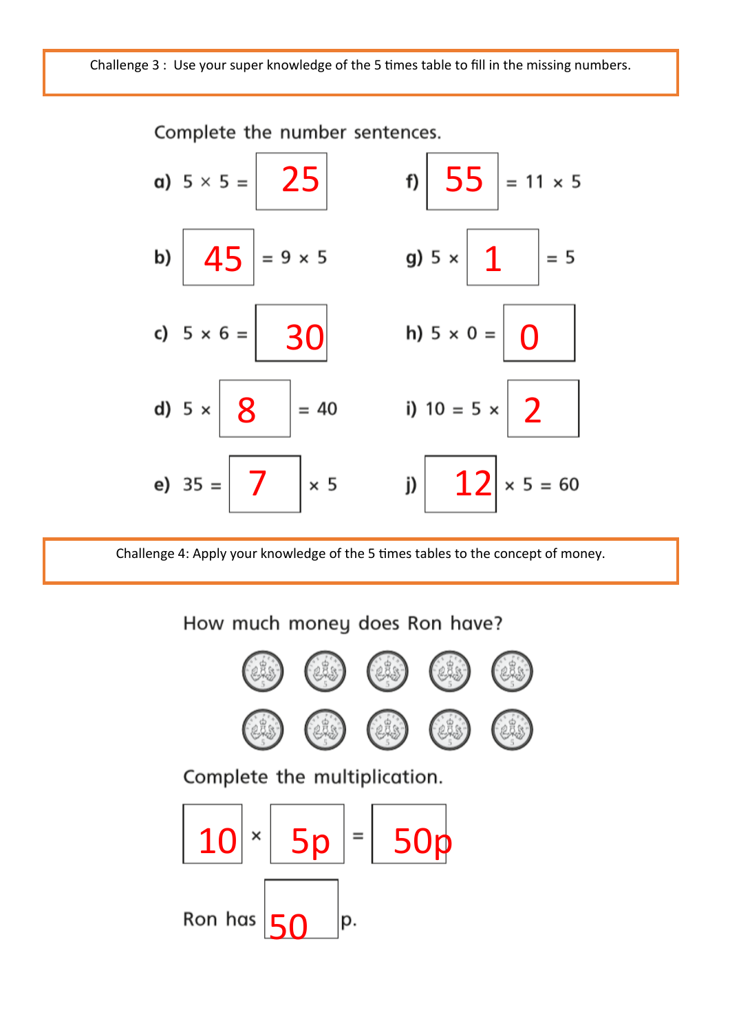Challenge 3 : Use your super knowledge of the 5 times table to fill in the missing numbers.

Complete the number sentences.

a) $5 \times 5 =$ 25

b) 45 $= 9 \times 5$

c) $5 \times 6 =$ 30

d) $5 \times$ 8 $= 40$

e) $35 =$ 7 $\times 5$

f) 55 $= 11 \times 5$

g) $5 \times$ 1 $= 5$

h) $5 \times 0 =$ 0

i) $10 = 5 \times$ 2

j) 12 $\times 5 = 60$

Challenge 4: Apply your knowledge of the 5 times tables to the concept of money.

How much money does Ron have?

Complete the multiplication.

10 × 5p = 50p

Ron has 50 p.